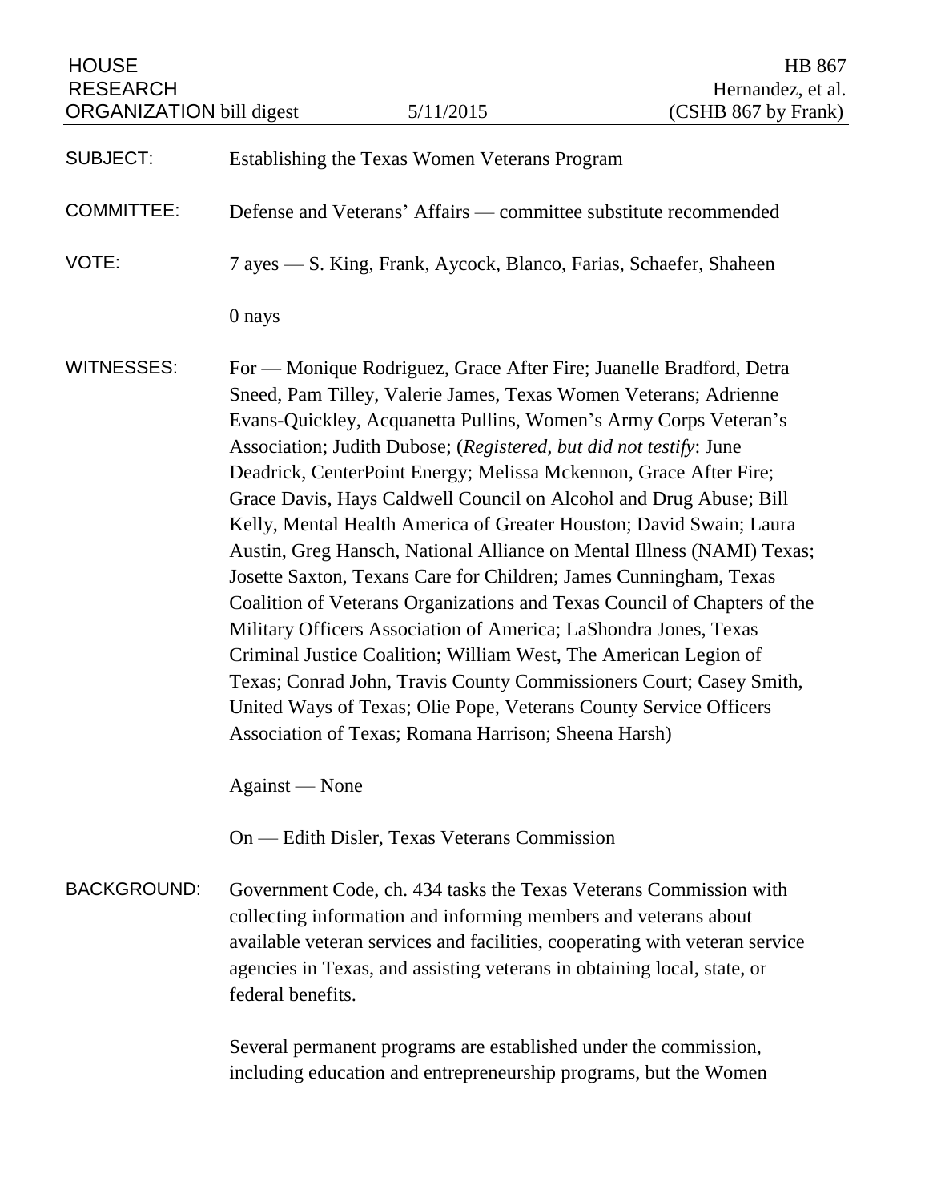HOUSE RESEARCH ORGANIZATION bill digest — 5/11/2015

HB 867
Hernandez, et al.
(CSHB 867 by Frank)

SUBJECT: Establishing the Texas Women Veterans Program

COMMITTEE: Defense and Veterans' Affairs — committee substitute recommended

VOTE: 7 ayes — S. King, Frank, Aycock, Blanco, Farias, Schaefer, Shaheen

0 nays

WITNESSES: For — Monique Rodriguez, Grace After Fire; Juanelle Bradford, Detra Sneed, Pam Tilley, Valerie James, Texas Women Veterans; Adrienne Evans-Quickley, Acquanetta Pullins, Women's Army Corps Veteran's Association; Judith Dubose; (*Registered, but did not testify*: June Deadrick, CenterPoint Energy; Melissa Mckennon, Grace After Fire; Grace Davis, Hays Caldwell Council on Alcohol and Drug Abuse; Bill Kelly, Mental Health America of Greater Houston; David Swain; Laura Austin, Greg Hansch, National Alliance on Mental Illness (NAMI) Texas; Josette Saxton, Texans Care for Children; James Cunningham, Texas Coalition of Veterans Organizations and Texas Council of Chapters of the Military Officers Association of America; LaShondra Jones, Texas Criminal Justice Coalition; William West, The American Legion of Texas; Conrad John, Travis County Commissioners Court; Casey Smith, United Ways of Texas; Olie Pope, Veterans County Service Officers Association of Texas; Romana Harrison; Sheena Harsh)

Against — None

On — Edith Disler, Texas Veterans Commission

BACKGROUND: Government Code, ch. 434 tasks the Texas Veterans Commission with collecting information and informing members and veterans about available veteran services and facilities, cooperating with veteran service agencies in Texas, and assisting veterans in obtaining local, state, or federal benefits.

Several permanent programs are established under the commission, including education and entrepreneurship programs, but the Women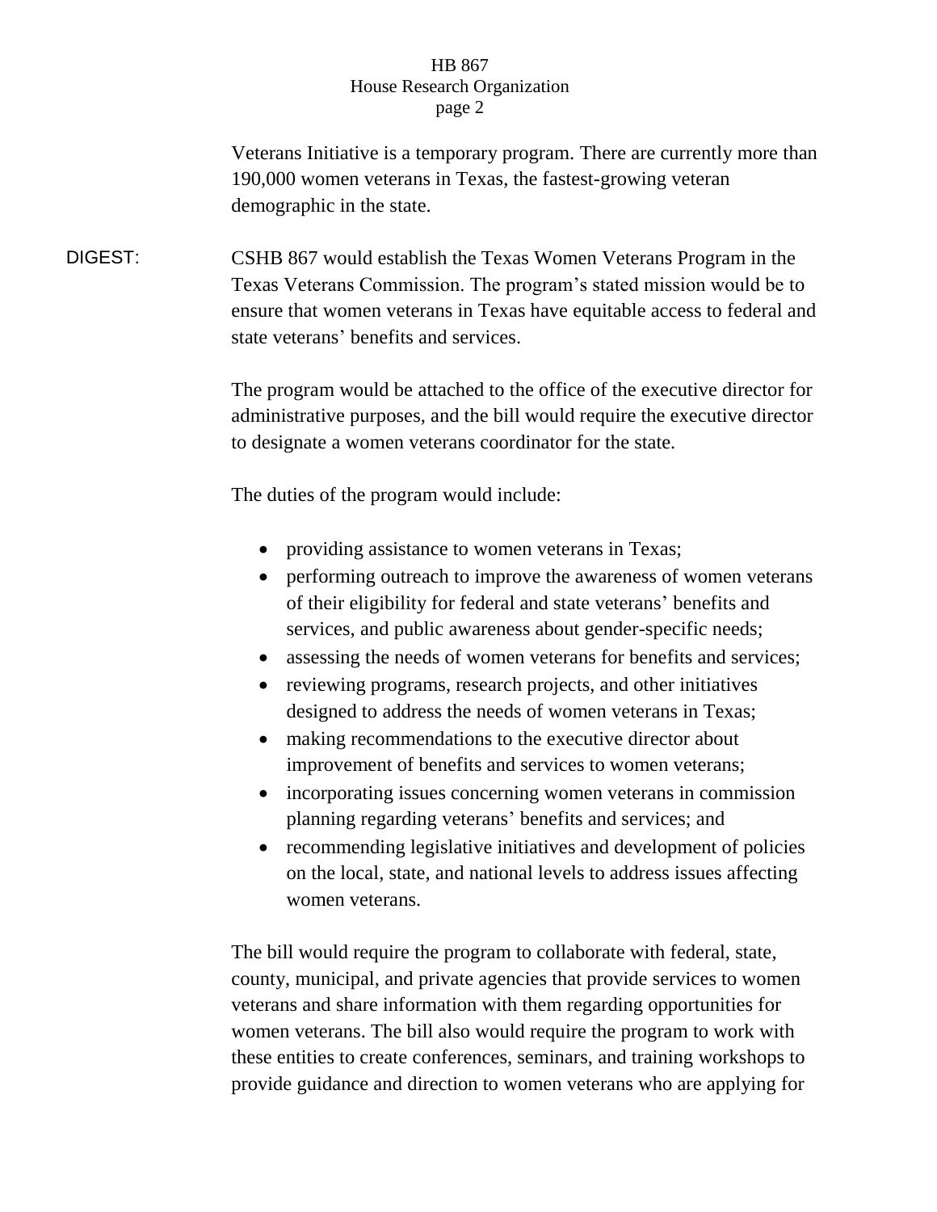Veterans Initiative is a temporary program. There are currently more than 190,000 women veterans in Texas, the fastest-growing veteran demographic in the state.

**DIGEST:** CSHB 867 would establish the Texas Women Veterans Program in the Texas Veterans Commission. The program's stated mission would be to ensure that women veterans in Texas have equitable access to federal and state veterans' benefits and services.

The program would be attached to the office of the executive director for administrative purposes, and the bill would require the executive director to designate a women veterans coordinator for the state.

The duties of the program would include:

- providing assistance to women veterans in Texas;
- performing outreach to improve the awareness of women veterans of their eligibility for federal and state veterans' benefits and services, and public awareness about gender-specific needs;
- assessing the needs of women veterans for benefits and services;
- reviewing programs, research projects, and other initiatives designed to address the needs of women veterans in Texas;
- making recommendations to the executive director about improvement of benefits and services to women veterans;
- incorporating issues concerning women veterans in commission planning regarding veterans' benefits and services; and
- recommending legislative initiatives and development of policies on the local, state, and national levels to address issues affecting women veterans.

The bill would require the program to collaborate with federal, state, county, municipal, and private agencies that provide services to women veterans and share information with them regarding opportunities for women veterans. The bill also would require the program to work with these entities to create conferences, seminars, and training workshops to provide guidance and direction to women veterans who are applying for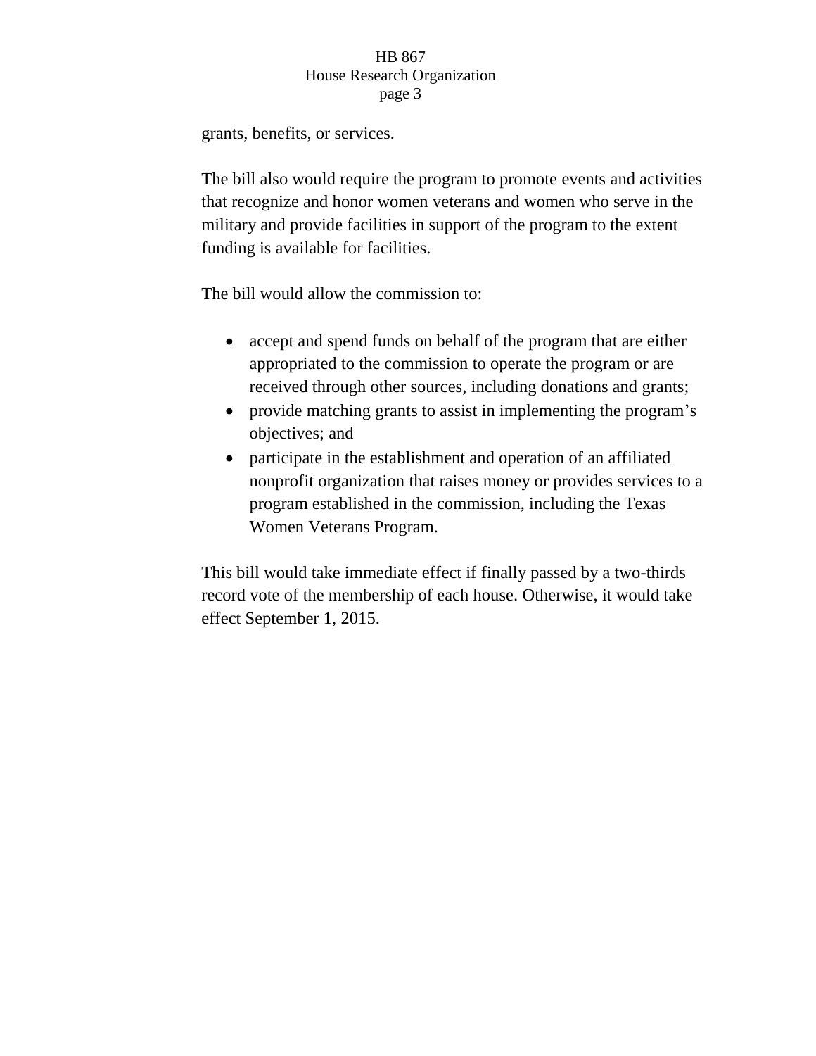grants, benefits, or services.

The bill also would require the program to promote events and activities that recognize and honor women veterans and women who serve in the military and provide facilities in support of the program to the extent funding is available for facilities.

The bill would allow the commission to:

- accept and spend funds on behalf of the program that are either appropriated to the commission to operate the program or are received through other sources, including donations and grants;
- provide matching grants to assist in implementing the program's objectives; and
- participate in the establishment and operation of an affiliated nonprofit organization that raises money or provides services to a program established in the commission, including the Texas Women Veterans Program.

This bill would take immediate effect if finally passed by a two-thirds record vote of the membership of each house. Otherwise, it would take effect September 1, 2015.